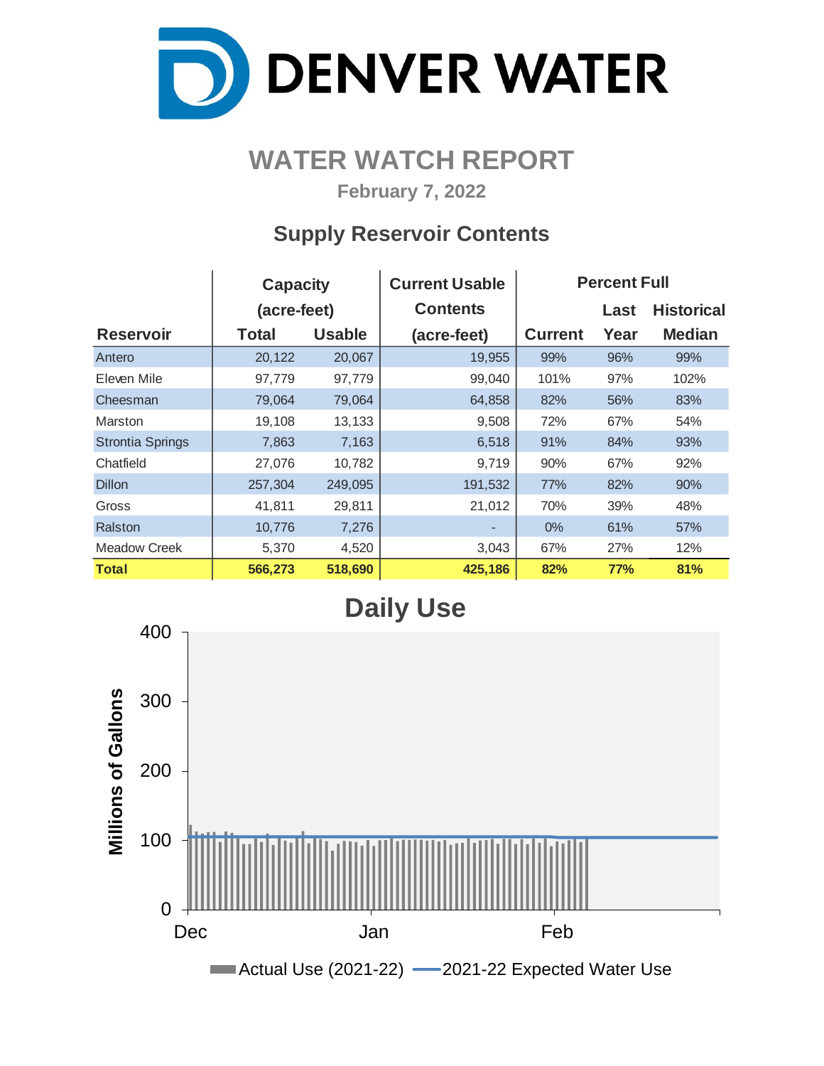# DENVER WATER

## WATER WATCH REPORT

**February 7, 2022**

### Supply Reservoir Contents

| Reservoir | Capacity (acre-feet) Total | Usable | Current Usable Contents (acre-feet) | Percent Full Current | Last Year | Historical Median |
|---|---|---|---|---|---|---|
| Antero | 20,122 | 20,067 | 19,955 | 99% | 96% | 99% |
| Eleven Mile | 97,779 | 97,779 | 99,040 | 101% | 97% | 102% |
| Cheesman | 79,064 | 79,064 | 64,858 | 82% | 56% | 83% |
| Marston | 19,108 | 13,133 | 9,508 | 72% | 67% | 54% |
| Strontia Springs | 7,863 | 7,163 | 6,518 | 91% | 84% | 93% |
| Chatfield | 27,076 | 10,782 | 9,719 | 90% | 67% | 92% |
| Dillon | 257,304 | 249,095 | 191,532 | 77% | 82% | 90% |
| Gross | 41,811 | 29,811 | 21,012 | 70% | 39% | 48% |
| Ralston | 10,776 | 7,276 | - | 0% | 61% | 57% |
| Meadow Creek | 5,370 | 4,520 | 3,043 | 67% | 27% | 12% |
| **Total** | **566,273** | **518,690** | **425,186** | **82%** | **77%** | **81%** |

### Daily Use

Millions of Gallons (0–400); Dec, Jan, Feb

Actual Use (2021-22) — 2021-22 Expected Water Use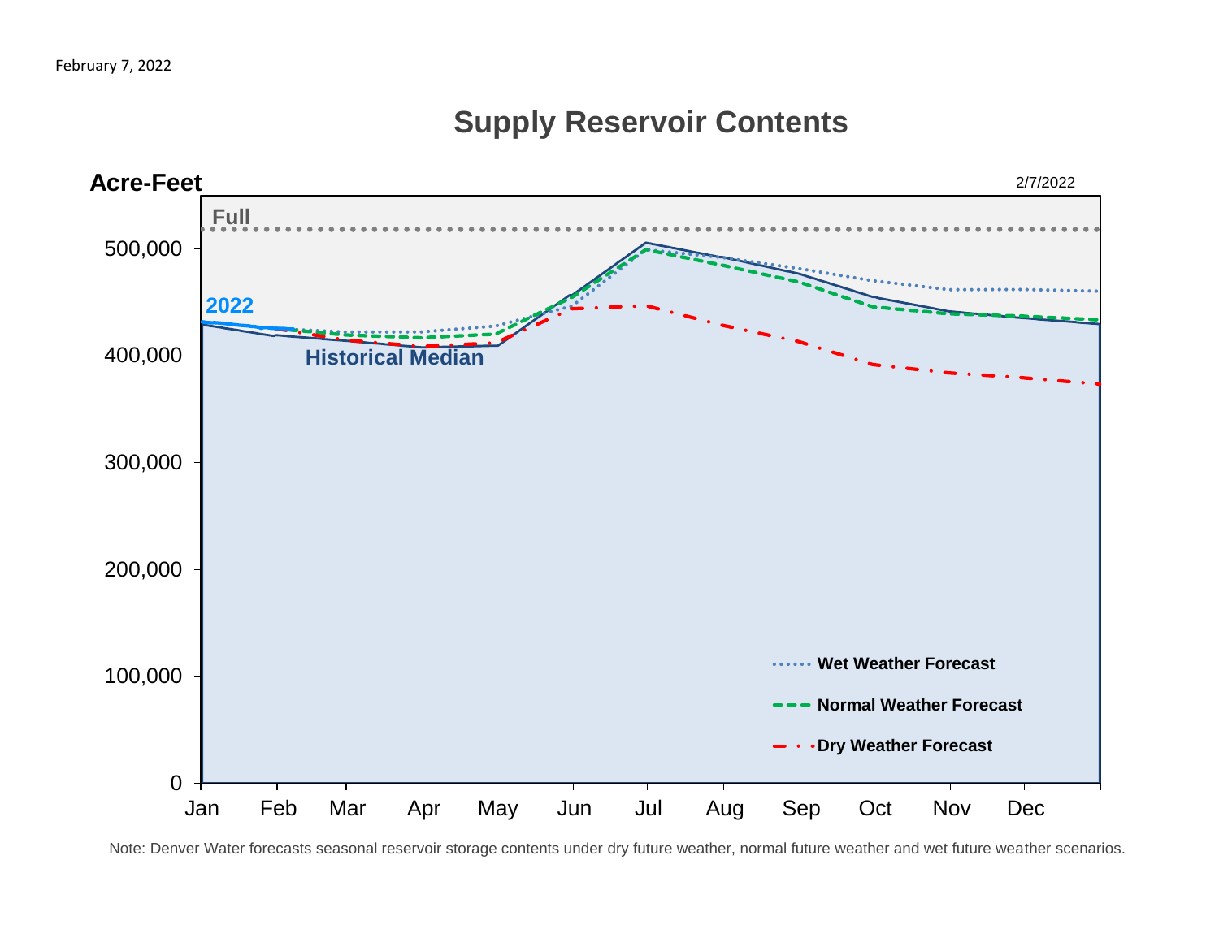February 7, 2022

## Supply Reservoir Contents

Acre-Feet

2/7/2022

Full

2022

Historical Median

Wet Weather Forecast

Normal Weather Forecast

Dry Weather Forecast

Jan Feb Mar Apr May Jun Jul Aug Sep Oct Nov Dec

0 100,000 200,000 300,000 400,000 500,000

Note: Denver Water forecasts seasonal reservoir storage contents under dry future weather, normal future weather and wet future weather scenarios.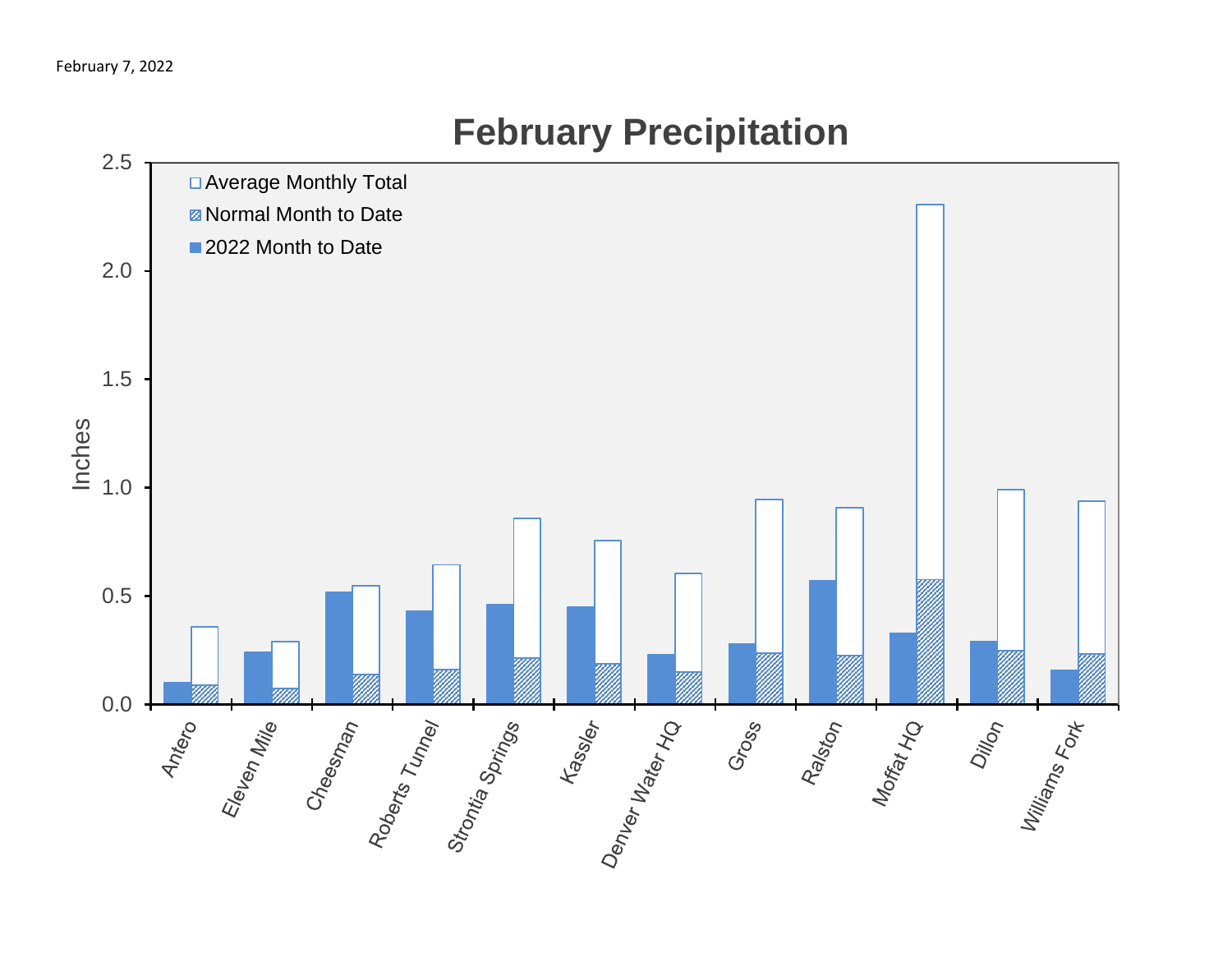February 7, 2022

# February Precipitation

| Station | 2022 Month to Date | Normal Month to Date | Average Monthly Total |
|---|---|---|---|
| Antero | 0.10 | 0.09 | 0.36 |
| Eleven Mile | 0.24 | 0.07 | 0.29 |
| Cheesman | 0.52 | 0.14 | 0.55 |
| Roberts Tunnel | 0.43 | 0.16 | 0.64 |
| Strontia Springs | 0.46 | 0.21 | 0.86 |
| Kassler | 0.45 | 0.19 | 0.76 |
| Denver Water HQ | 0.23 | 0.15 | 0.60 |
| Gross | 0.28 | 0.24 | 0.94 |
| Ralston | 0.57 | 0.22 | 0.91 |
| Moffat HQ | 0.33 | 0.57 | 2.31 |
| Dillon | 0.29 | 0.25 | 0.99 |
| Williams Fork | 0.16 | 0.23 | 0.94 |

Values are approximate readings from the chart (Inches).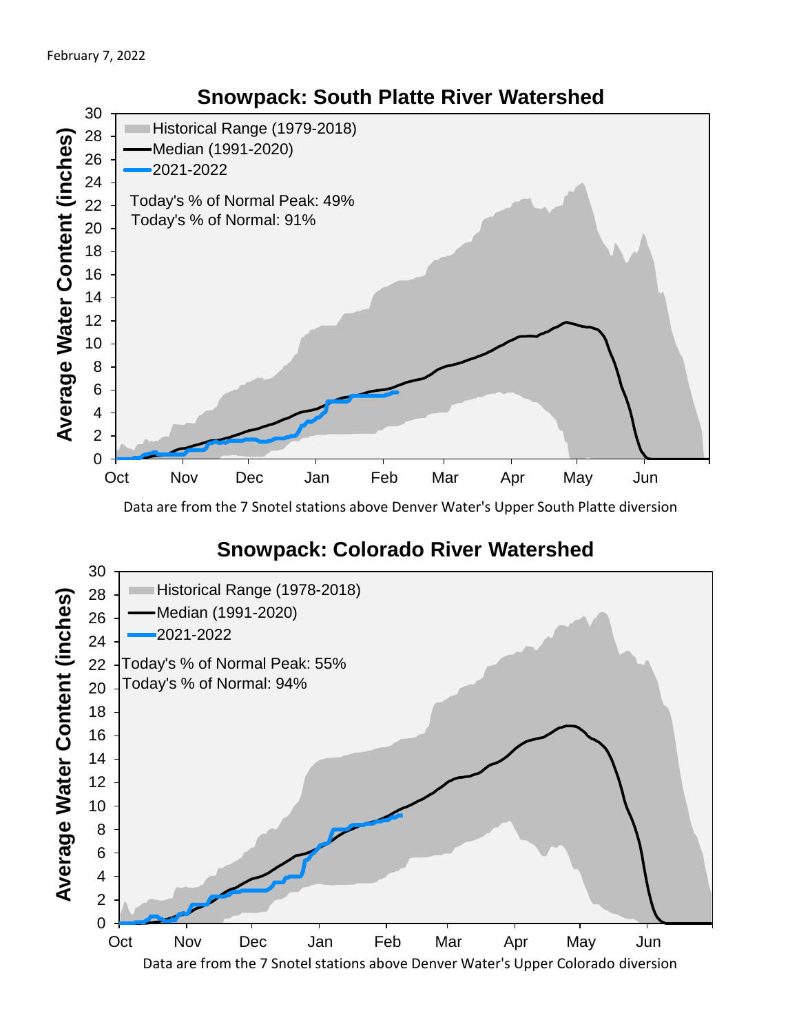February 7, 2022

## Snowpack: South Platte River Watershed

Historical Range (1979-2018)
Median (1991-2020)
2021-2022

Today's % of Normal Peak: 49%
Today's % of Normal: 91%

Average Water Content (inches)

Oct Nov Dec Jan Feb Mar Apr May Jun

Data are from the 7 Snotel stations above Denver Water's Upper South Platte diversion

## Snowpack: Colorado River Watershed

Historical Range (1978-2018)
Median (1991-2020)
2021-2022

Today's % of Normal Peak: 55%
Today's % of Normal: 94%

Average Water Content (inches)

Oct Nov Dec Jan Feb Mar Apr May Jun

Data are from the 7 Snotel stations above Denver Water's Upper Colorado diversion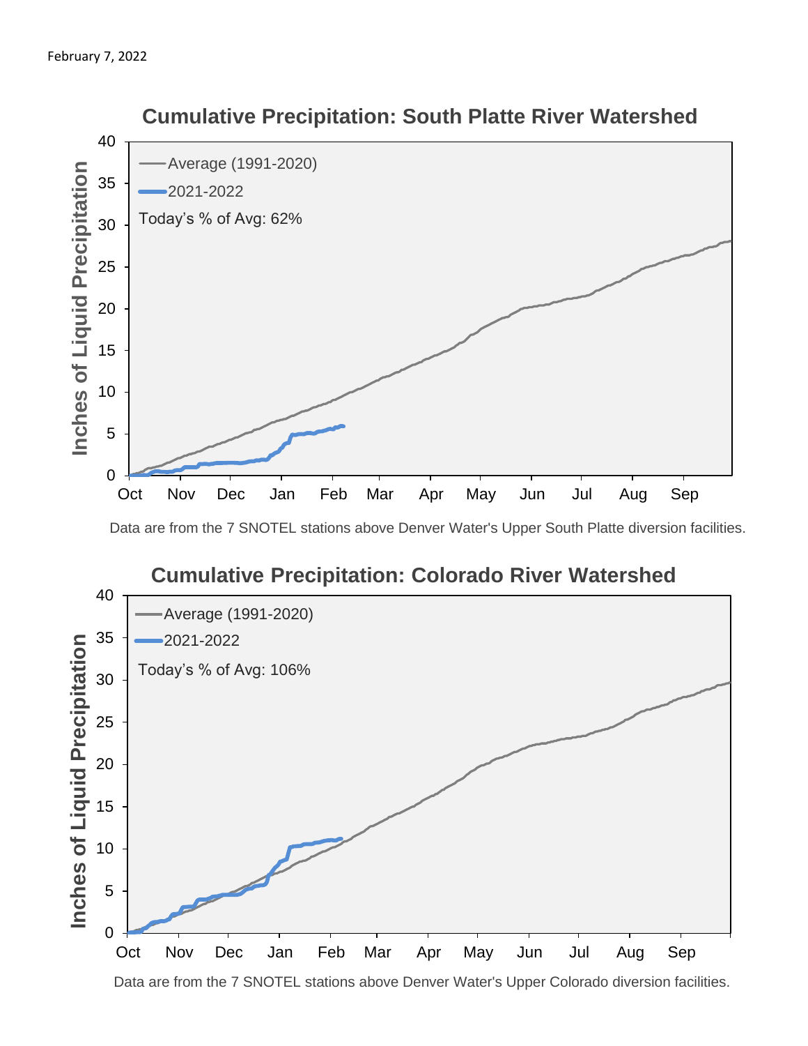February 7, 2022

## Cumulative Precipitation: South Platte River Watershed

- Average (1991-2020)
- 2021-2022

Today's % of Avg: 62%

Data are from the 7 SNOTEL stations above Denver Water's Upper South Platte diversion facilities.

## Cumulative Precipitation: Colorado River Watershed

- Average (1991-2020)
- 2021-2022

Today's % of Avg: 106%

Data are from the 7 SNOTEL stations above Denver Water's Upper Colorado diversion facilities.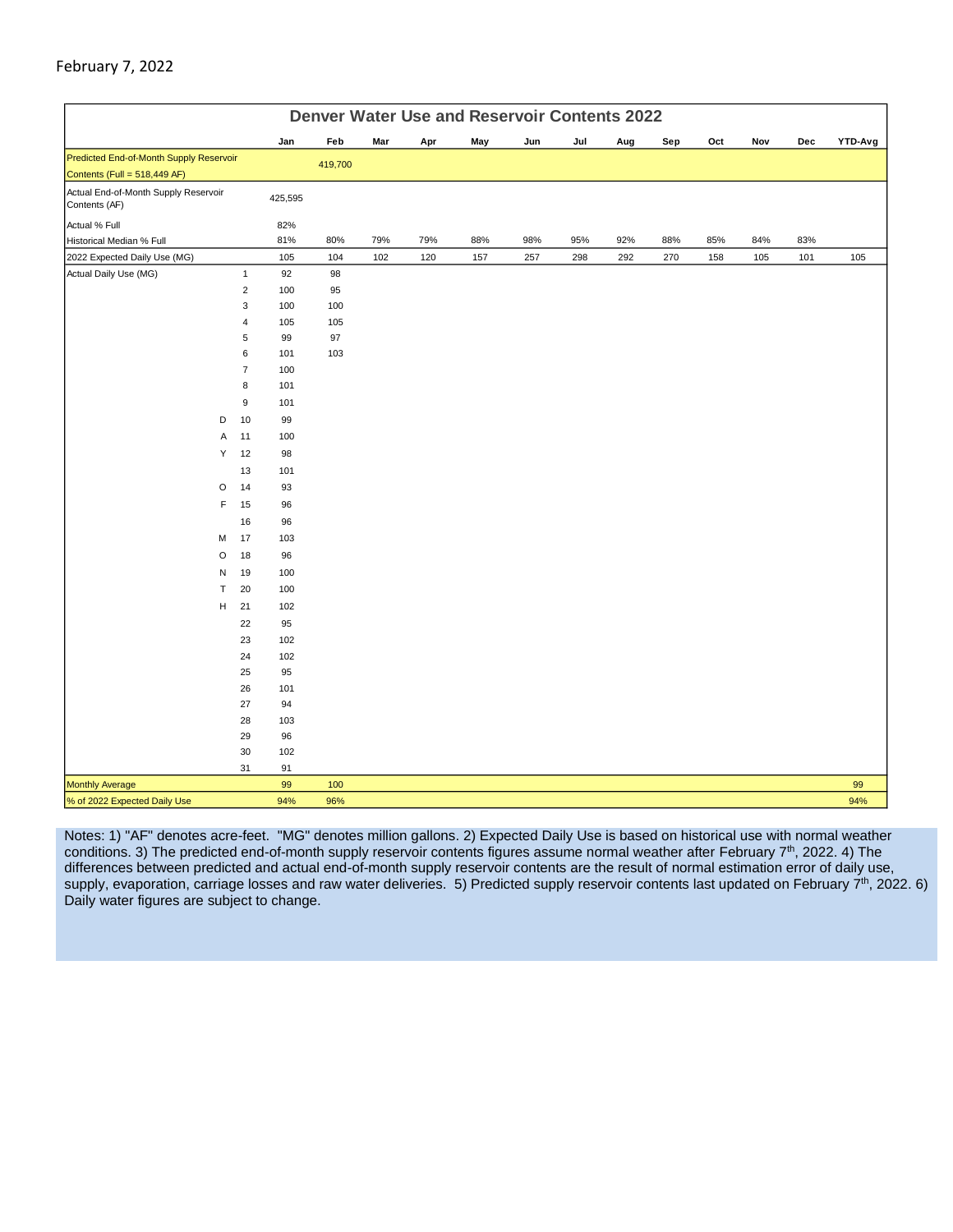February 7, 2022

| Denver Water Use and Reservoir Contents 2022 | | | | | | | | | | | | | | |
|---|---|---|---|---|---|---|---|---|---|---|---|---|---|---|
| | | Jan | Feb | Mar | Apr | May | Jun | Jul | Aug | Sep | Oct | Nov | Dec | YTD-Avg |
| Predicted End-of-Month Supply Reservoir Contents (Full = 518,449 AF) | | | 419,700 | | | | | | | | | | | |
| Actual End-of-Month Supply Reservoir Contents (AF) | | 425,595 | | | | | | | | | | | | |
| Actual % Full | | 82% | | | | | | | | | | | | |
| Historical Median % Full | | 81% | 80% | 79% | 79% | 88% | 98% | 95% | 92% | 88% | 85% | 84% | 83% | |
| 2022 Expected Daily Use (MG) | | 105 | 104 | 102 | 120 | 157 | 257 | 298 | 292 | 270 | 158 | 105 | 101 | 105 |
| Actual Daily Use (MG) | 1 | 92 | 98 | | | | | | | | | | | |
| | 2 | 100 | 95 | | | | | | | | | | | |
| | 3 | 100 | 100 | | | | | | | | | | | |
| | 4 | 105 | 105 | | | | | | | | | | | |
| | 5 | 99 | 97 | | | | | | | | | | | |
| | 6 | 101 | 103 | | | | | | | | | | | |
| | 7 | 100 | | | | | | | | | | | | |
| | 8 | 101 | | | | | | | | | | | | |
| | 9 | 101 | | | | | | | | | | | | |
| D | 10 | 99 | | | | | | | | | | | | |
| A | 11 | 100 | | | | | | | | | | | | |
| Y | 12 | 98 | | | | | | | | | | | | |
| | 13 | 101 | | | | | | | | | | | | |
| O | 14 | 93 | | | | | | | | | | | | |
| F | 15 | 96 | | | | | | | | | | | | |
| | 16 | 96 | | | | | | | | | | | | |
| M | 17 | 103 | | | | | | | | | | | | |
| O | 18 | 96 | | | | | | | | | | | | |
| N | 19 | 100 | | | | | | | | | | | | |
| T | 20 | 100 | | | | | | | | | | | | |
| H | 21 | 102 | | | | | | | | | | | | |
| | 22 | 95 | | | | | | | | | | | | |
| | 23 | 102 | | | | | | | | | | | | |
| | 24 | 102 | | | | | | | | | | | | |
| | 25 | 95 | | | | | | | | | | | | |
| | 26 | 101 | | | | | | | | | | | | |
| | 27 | 94 | | | | | | | | | | | | |
| | 28 | 103 | | | | | | | | | | | | |
| | 29 | 96 | | | | | | | | | | | | |
| | 30 | 102 | | | | | | | | | | | | |
| | 31 | 91 | | | | | | | | | | | | |
| Monthly Average | | 99 | 100 | | | | | | | | | | | 99 |
| % of 2022 Expected Daily Use | | 94% | 96% | | | | | | | | | | | 94% |

Notes: 1) "AF" denotes acre-feet. "MG" denotes million gallons. 2) Expected Daily Use is based on historical use with normal weather conditions. 3) The predicted end-of-month supply reservoir contents figures assume normal weather after February 7th, 2022. 4) The differences between predicted and actual end-of-month supply reservoir contents are the result of normal estimation error of daily use, supply, evaporation, carriage losses and raw water deliveries. 5) Predicted supply reservoir contents last updated on February 7th, 2022. 6) Daily water figures are subject to change.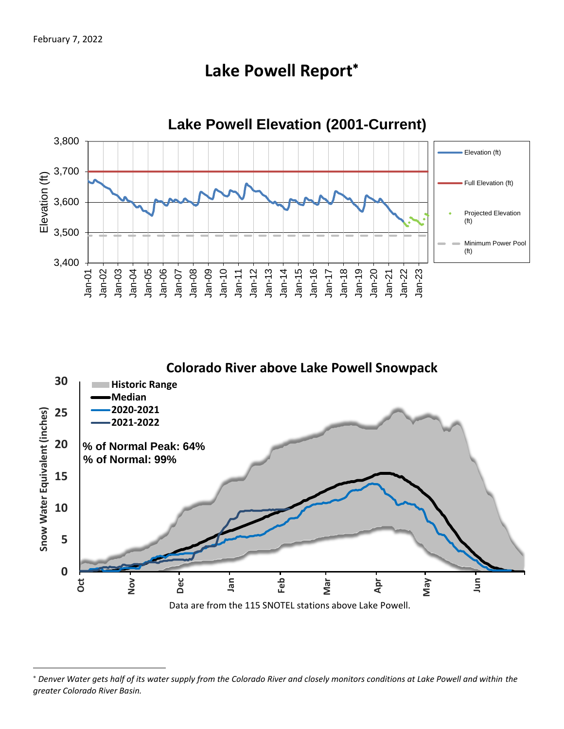February 7, 2022

# Lake Powell Report*

## Lake Powell Elevation (2001-Current)

Elevation (ft)

3,800
3,700
3,600
3,500
3,400

Jan-01 Jan-02 Jan-03 Jan-04 Jan-05 Jan-06 Jan-07 Jan-08 Jan-09 Jan-10 Jan-11 Jan-12 Jan-13 Jan-14 Jan-15 Jan-16 Jan-17 Jan-18 Jan-19 Jan-20 Jan-21 Jan-22 Jan-23

Elevation (ft)
Full Elevation (ft)
Projected Elevation (ft)
Minimum Power Pool (ft)

## Colorado River above Lake Powell Snowpack

Historic Range
Median
2020-2021
2021-2022

**% of Normal Peak: 64%**
**% of Normal: 99%**

Snow Water Equivalent (inches)

30
25
20
15
10
5
0

Oct Nov Dec Jan Feb Mar Apr May Jun

Data are from the 115 SNOTEL stations above Lake Powell.

---

* *Denver Water gets half of its water supply from the Colorado River and closely monitors conditions at Lake Powell and within the greater Colorado River Basin.*